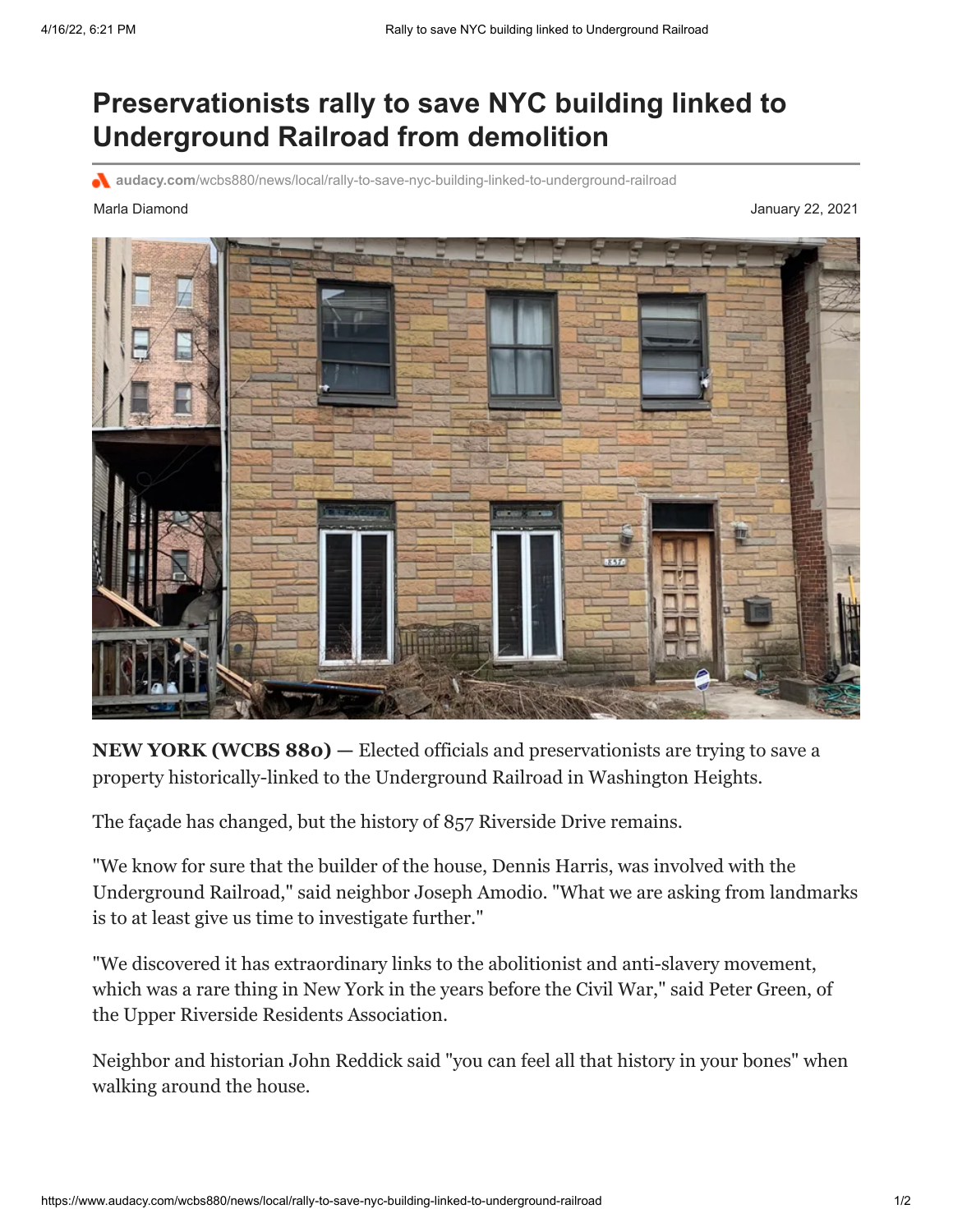# Preservationists rally to save NYC building linked to Underground Railroad from demolition

audacy.com/wcbs880/news/local/rally-to-save-nyc-building-linked-to-underground-railroad

Marla Diamond

January 22, 2021

**NEW YORK (WCBS 880) —** Elected officials and preservationists are trying to save a property historically-linked to the Underground Railroad in Washington Heights.

The façade has changed, but the history of 857 Riverside Drive remains.

"We know for sure that the builder of the house, Dennis Harris, was involved with the Underground Railroad," said neighbor Joseph Amodio. "What we are asking from landmarks is to at least give us time to investigate further."

"We discovered it has extraordinary links to the abolitionist and anti-slavery movement, which was a rare thing in New York in the years before the Civil War," said Peter Green, of the Upper Riverside Residents Association.

Neighbor and historian John Reddick said "you can feel all that history in your bones" when walking around the house.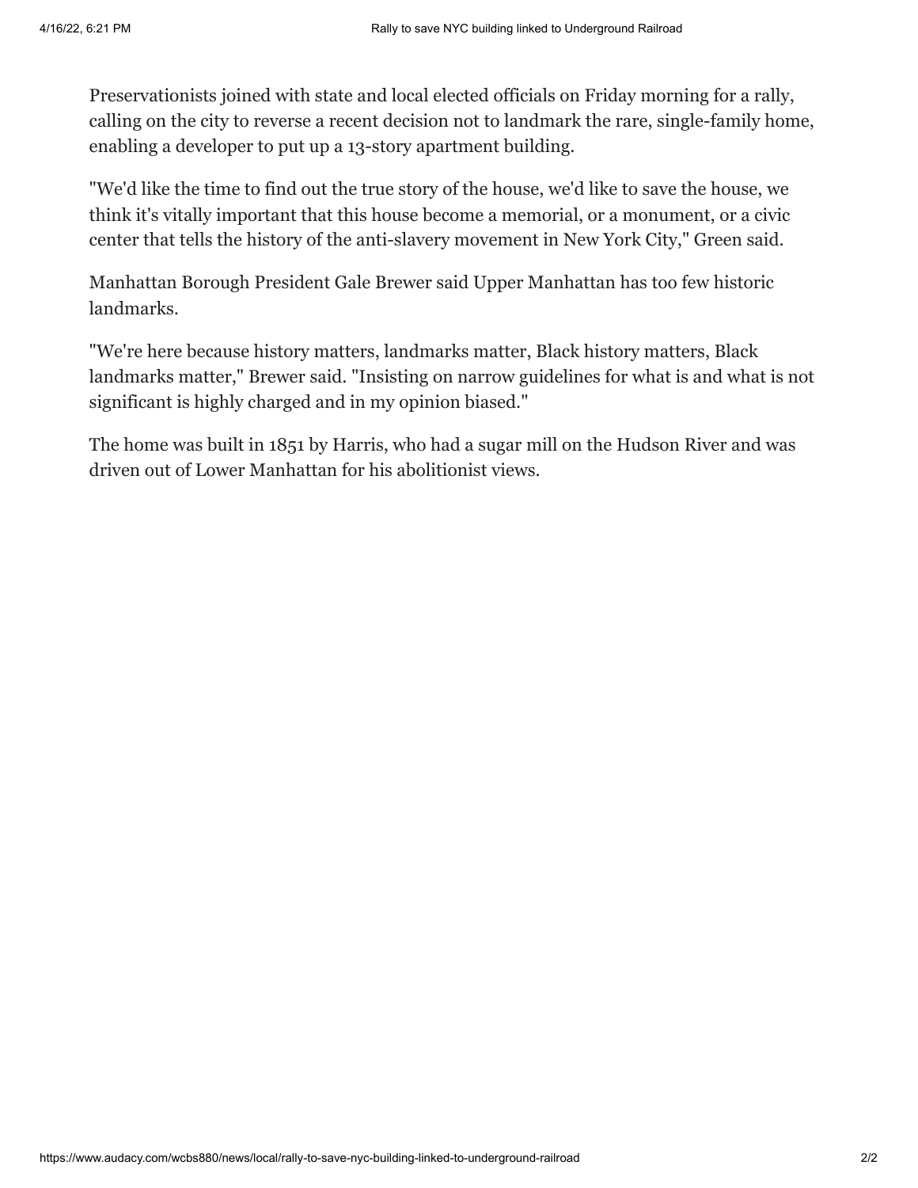Preservationists joined with state and local elected officials on Friday morning for a rally, calling on the city to reverse a recent decision not to landmark the rare, single-family home, enabling a developer to put up a 13-story apartment building.

"We'd like the time to find out the true story of the house, we'd like to save the house, we think it's vitally important that this house become a memorial, or a monument, or a civic center that tells the history of the anti-slavery movement in New York City," Green said.

Manhattan Borough President Gale Brewer said Upper Manhattan has too few historic landmarks.

"We're here because history matters, landmarks matter, Black history matters, Black landmarks matter," Brewer said. "Insisting on narrow guidelines for what is and what is not significant is highly charged and in my opinion biased."

The home was built in 1851 by Harris, who had a sugar mill on the Hudson River and was driven out of Lower Manhattan for his abolitionist views.